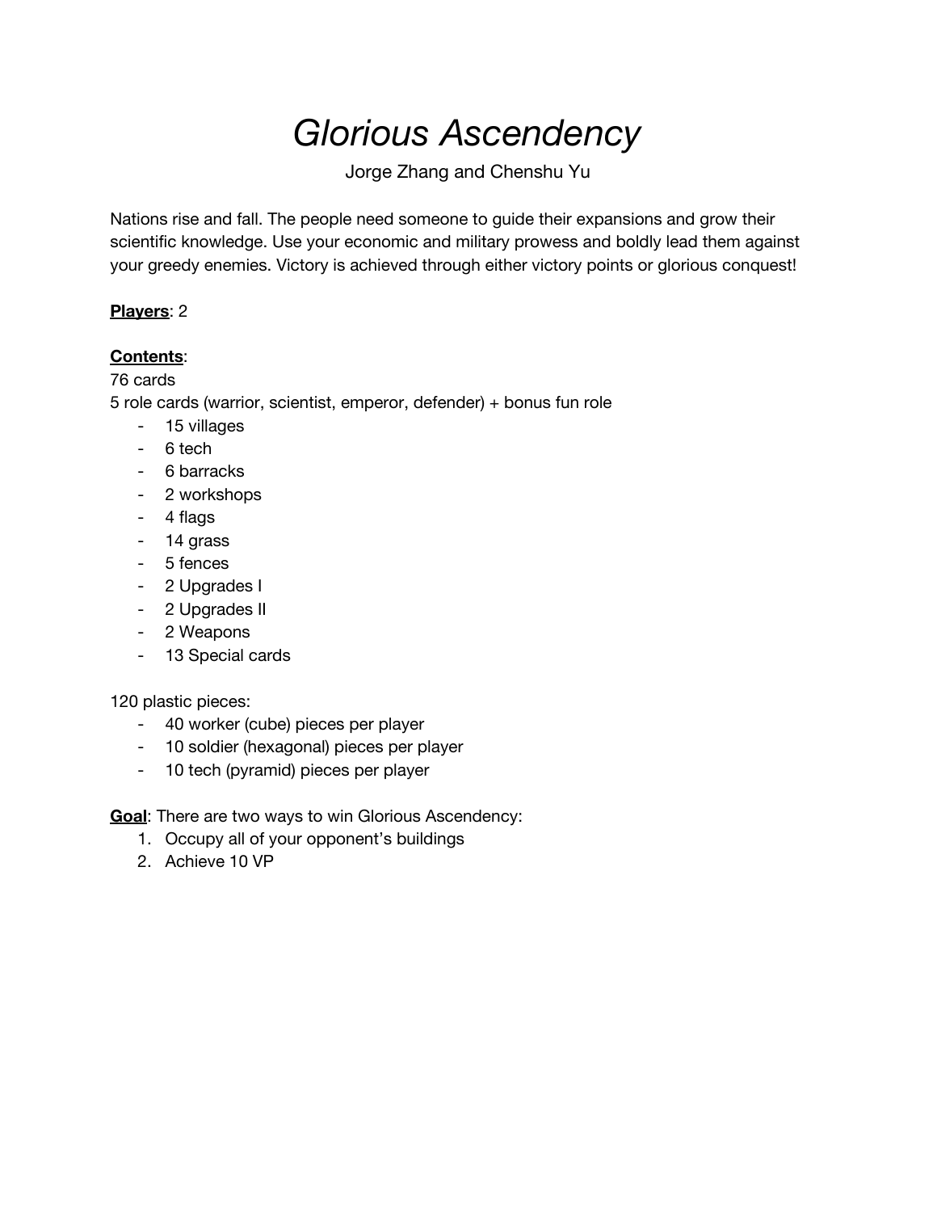# *Glorious Ascendency*

Jorge Zhang and Chenshu Yu

Nations rise and fall. The people need someone to guide their expansions and grow their scientific knowledge. Use your economic and military prowess and boldly lead them against your greedy enemies. Victory is achieved through either victory points or glorious conquest!

**Players**: 2

**Contents**:

76 cards

5 role cards (warrior, scientist, emperor, defender) + bonus fun role

- 15 villages
- 6 tech
- 6 barracks
- 2 workshops
- 4 flags
- 14 grass
- 5 fences
- 2 Upgrades I
- 2 Upgrades II
- 2 Weapons
- 13 Special cards

120 plastic pieces:

- 40 worker (cube) pieces per player
- 10 soldier (hexagonal) pieces per player
- 10 tech (pyramid) pieces per player

**Goal**: There are two ways to win Glorious Ascendency:

1. Occupy all of your opponent's buildings
2. Achieve 10 VP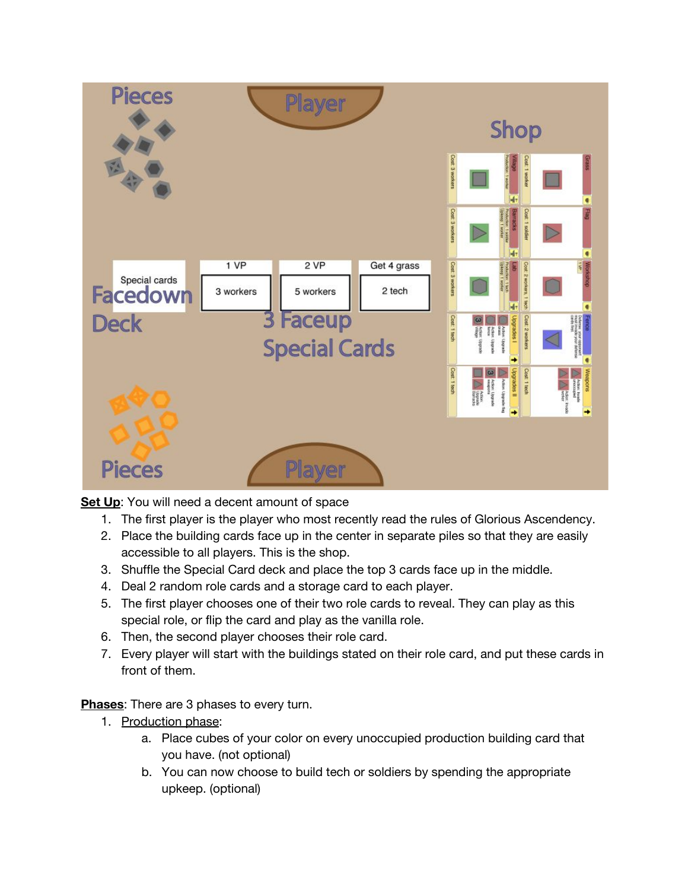**Set Up**: You will need a decent amount of space

1. The first player is the player who most recently read the rules of Glorious Ascendency.
2. Place the building cards face up in the center in separate piles so that they are easily accessible to all players. This is the shop.
3. Shuffle the Special Card deck and place the top 3 cards face up in the middle.
4. Deal 2 random role cards and a storage card to each player.
5. The first player chooses one of their two role cards to reveal. They can play as this special role, or flip the card and play as the vanilla role.
6. Then, the second player chooses their role card.
7. Every player will start with the buildings stated on their role card, and put these cards in front of them.

**Phases**: There are 3 phases to every turn.

1. Production phase:
    a. Place cubes of your color on every unoccupied production building card that you have. (not optional)
    b. You can now choose to build tech or soldiers by spending the appropriate upkeep. (optional)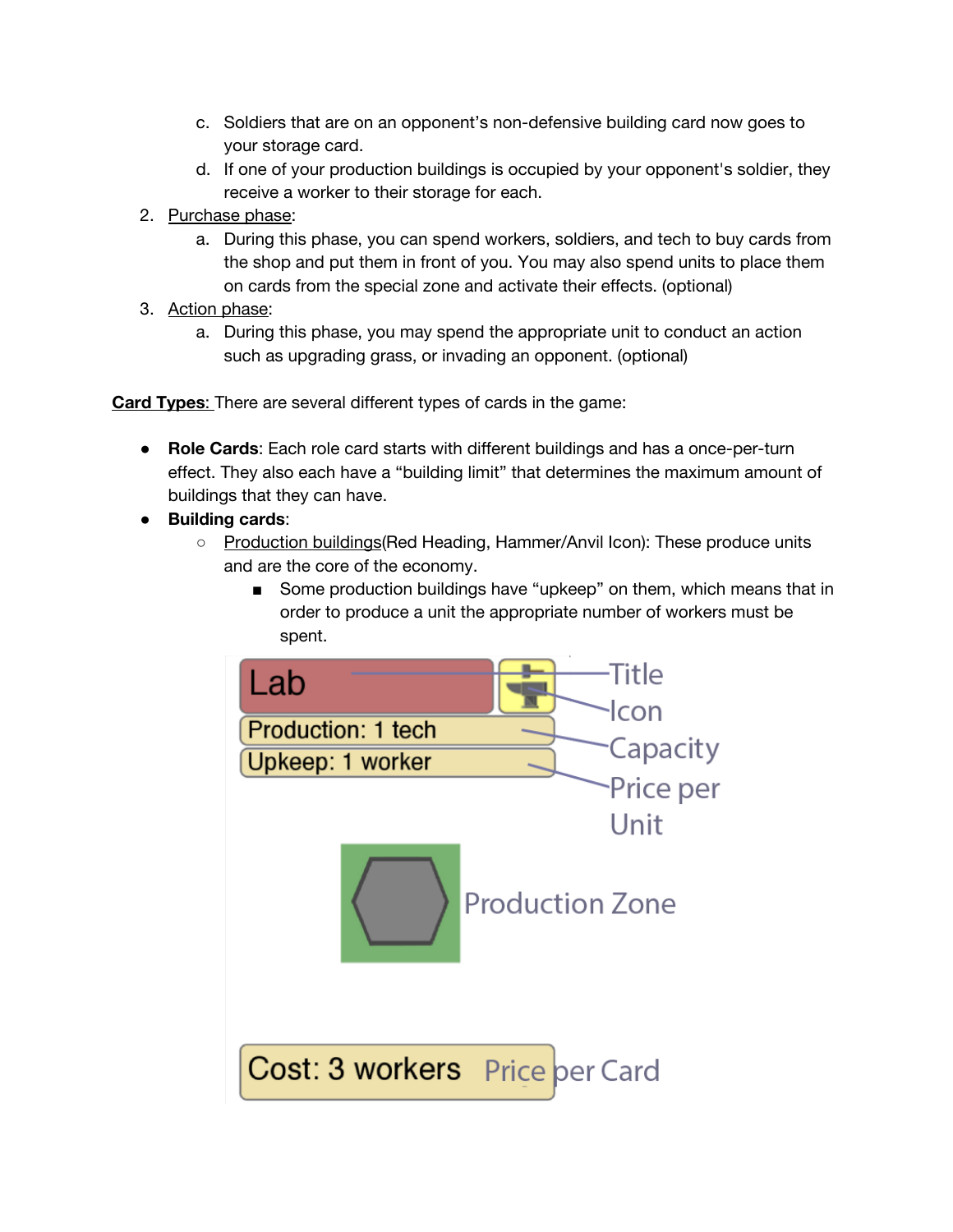c. Soldiers that are on an opponent's non-defensive building card now goes to your storage card.
   d. If one of your production buildings is occupied by your opponent's soldier, they receive a worker to their storage for each.
2. <u>Purchase phase</u>:
   a. During this phase, you can spend workers, soldiers, and tech to buy cards from the shop and put them in front of you. You may also spend units to place them on cards from the special zone and activate their effects. (optional)
3. <u>Action phase</u>:
   a. During this phase, you may spend the appropriate unit to conduct an action such as upgrading grass, or invading an opponent. (optional)

**<u>Card Types</u>:** There are several different types of cards in the game:

- **Role Cards**: Each role card starts with different buildings and has a once-per-turn effect. They also each have a "building limit" that determines the maximum amount of buildings that they can have.
- **Building cards**:
  - <u>Production buildings</u>(Red Heading, Hammer/Anvil Icon): These produce units and are the core of the economy.
    - Some production buildings have "upkeep" on them, which means that in order to produce a unit the appropriate number of workers must be spent.

Lab — Title

Icon

Production: 1 tech — Capacity

Upkeep: 1 worker — Price per Unit

Production Zone

Cost: 3 workers — Price per Card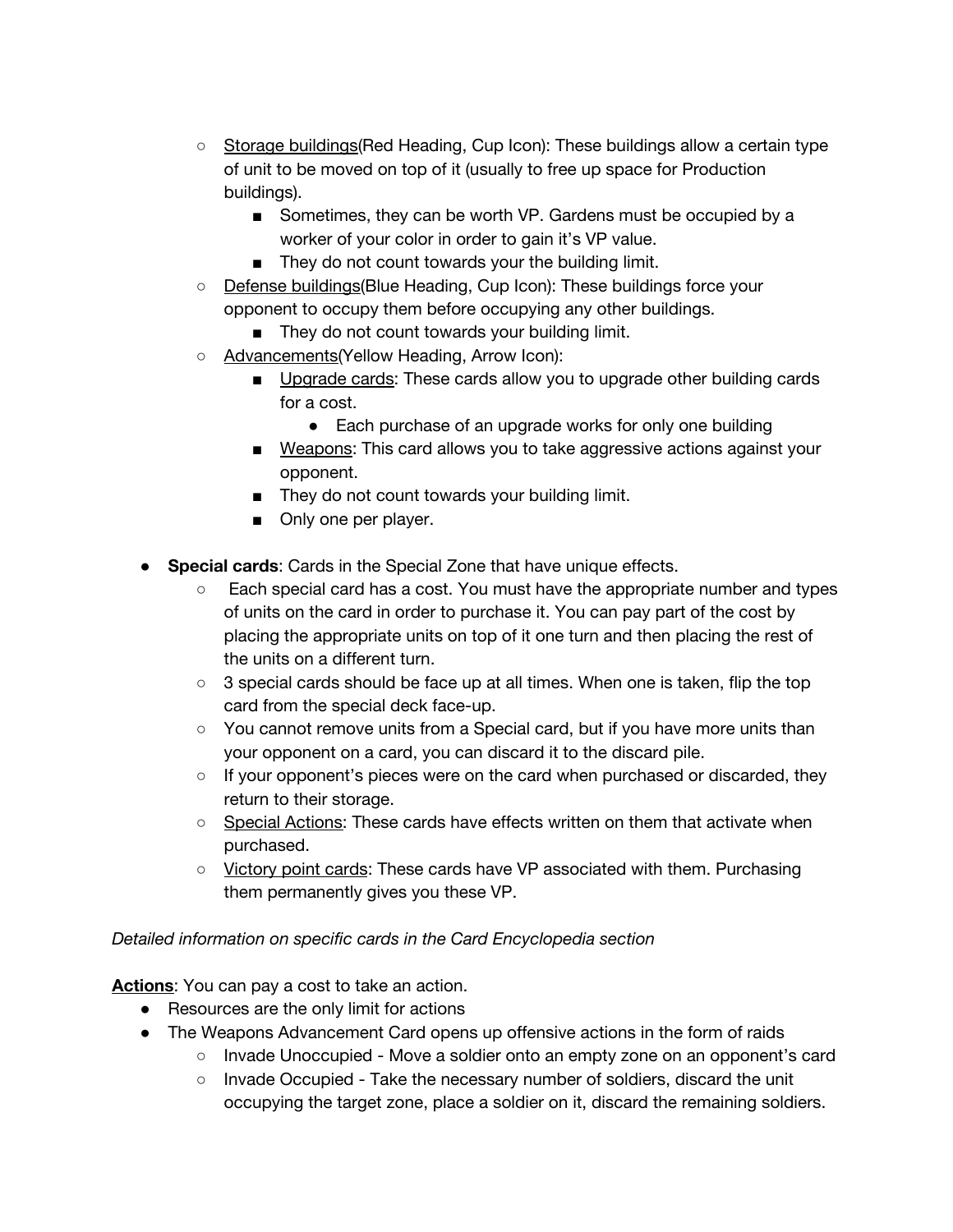- <u>Storage buildings</u>(Red Heading, Cup Icon): These buildings allow a certain type of unit to be moved on top of it (usually to free up space for Production buildings).
        - Sometimes, they can be worth VP. Gardens must be occupied by a worker of your color in order to gain it's VP value.
        - They do not count towards your the building limit.
    - <u>Defense buildings</u>(Blue Heading, Cup Icon): These buildings force your opponent to occupy them before occupying any other buildings.
        - They do not count towards your building limit.
    - <u>Advancements</u>(Yellow Heading, Arrow Icon):
        - <u>Upgrade cards</u>: These cards allow you to upgrade other building cards for a cost.
            - Each purchase of an upgrade works for only one building
        - <u>Weapons</u>: This card allows you to take aggressive actions against your opponent.
        - They do not count towards your building limit.
        - Only one per player.

- **Special cards**: Cards in the Special Zone that have unique effects.
    - Each special card has a cost. You must have the appropriate number and types of units on the card in order to purchase it. You can pay part of the cost by placing the appropriate units on top of it one turn and then placing the rest of the units on a different turn.
    - 3 special cards should be face up at all times. When one is taken, flip the top card from the special deck face-up.
    - You cannot remove units from a Special card, but if you have more units than your opponent on a card, you can discard it to the discard pile.
    - If your opponent's pieces were on the card when purchased or discarded, they return to their storage.
    - <u>Special Actions</u>: These cards have effects written on them that activate when purchased.
    - <u>Victory point cards</u>: These cards have VP associated with them. Purchasing them permanently gives you these VP.

*Detailed information on specific cards in the Card Encyclopedia section*

**<u>Actions</u>**: You can pay a cost to take an action.

- Resources are the only limit for actions
- The Weapons Advancement Card opens up offensive actions in the form of raids
    - Invade Unoccupied - Move a soldier onto an empty zone on an opponent's card
    - Invade Occupied - Take the necessary number of soldiers, discard the unit occupying the target zone, place a soldier on it, discard the remaining soldiers.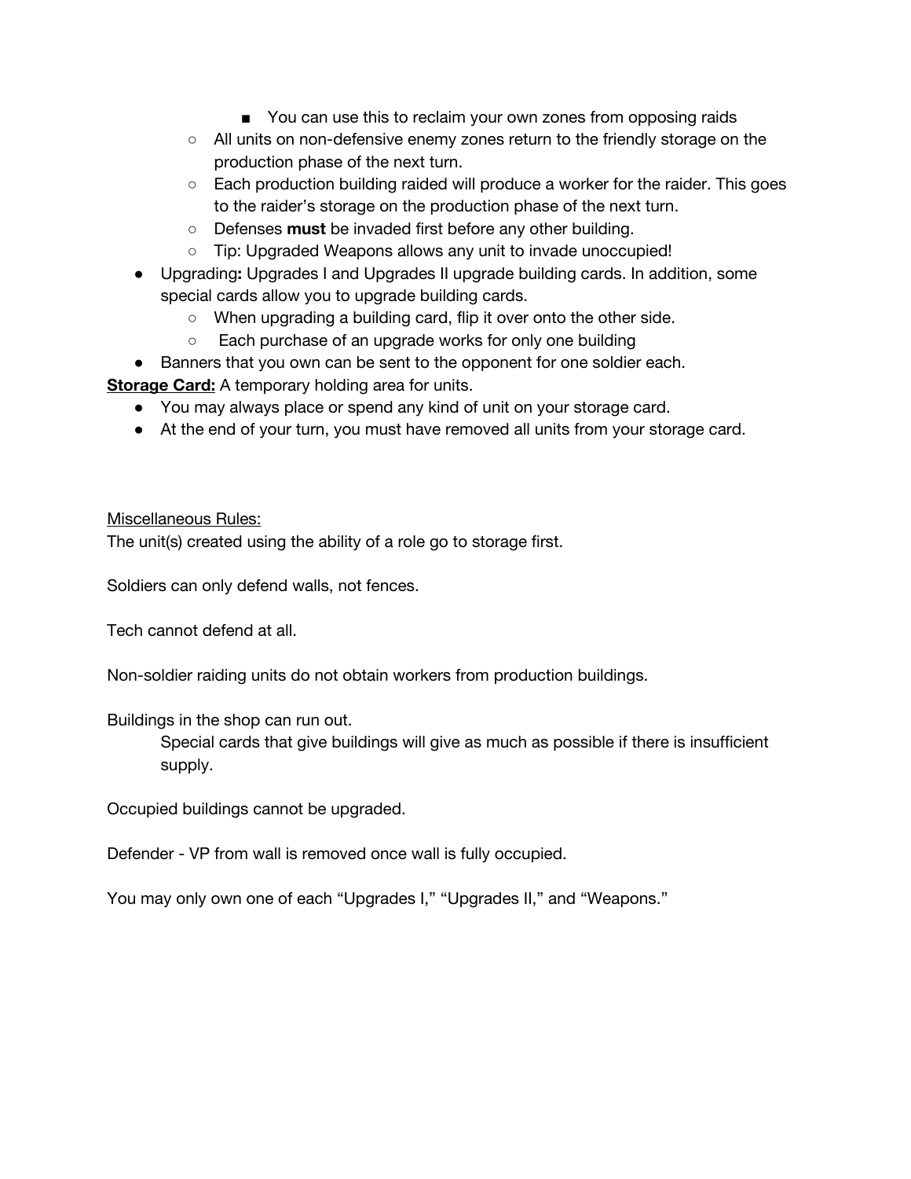- You can use this to reclaim your own zones from opposing raids
    - All units on non-defensive enemy zones return to the friendly storage on the production phase of the next turn.
    - Each production building raided will produce a worker for the raider. This goes to the raider's storage on the production phase of the next turn.
    - Defenses **must** be invaded first before any other building.
    - Tip: Upgraded Weapons allows any unit to invade unoccupied!
- Upgrading**:** Upgrades I and Upgrades II upgrade building cards. In addition, some special cards allow you to upgrade building cards.
    - When upgrading a building card, flip it over onto the other side.
    - Each purchase of an upgrade works for only one building
- Banners that you own can be sent to the opponent for one soldier each.

**<u>Storage Card:</u>** A temporary holding area for units.

- You may always place or spend any kind of unit on your storage card.
- At the end of your turn, you must have removed all units from your storage card.

<u>Miscellaneous Rules:</u>

The unit(s) created using the ability of a role go to storage first.

Soldiers can only defend walls, not fences.

Tech cannot defend at all.

Non-soldier raiding units do not obtain workers from production buildings.

Buildings in the shop can run out.

> Special cards that give buildings will give as much as possible if there is insufficient supply.

Occupied buildings cannot be upgraded.

Defender - VP from wall is removed once wall is fully occupied.

You may only own one of each "Upgrades I," "Upgrades II," and "Weapons."